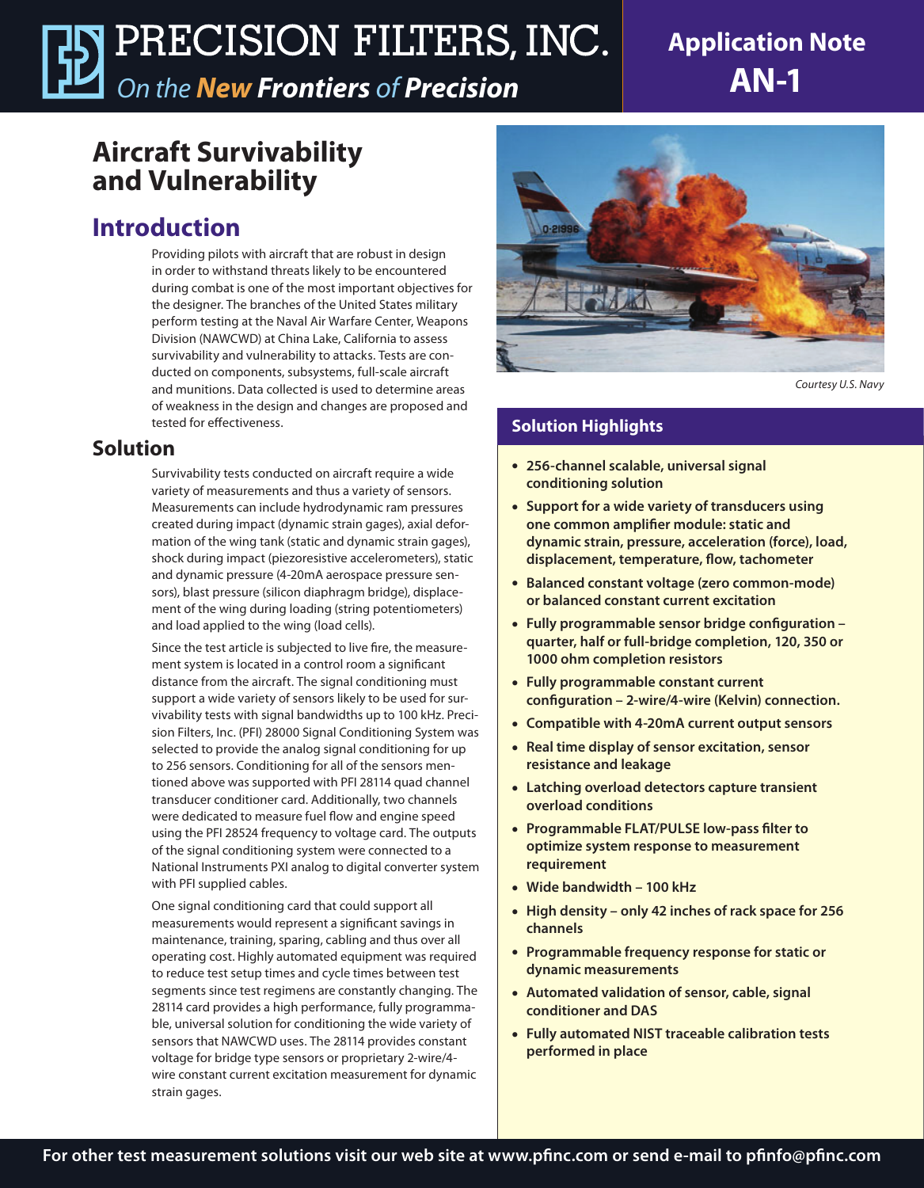# PRECISION FILTERS, INC.

*On the New Frontiers of Precision*

**Application Note AN-1**

# Aircraft Survivability and Vulnerability

## Introduction

Providing pilots with aircraft that are robust in design in order to withstand threats likely to be encountered during combat is one of the most important objectives for the designer. The branches of the United States military perform testing at the Naval Air Warfare Center, Weapons Division (NAWCWD) at China Lake, California to assess survivability and vulnerability to attacks. Tests are conducted on components, subsystems, full-scale aircraft and munitions. Data collected is used to determine areas of weakness in the design and changes are proposed and tested for effectiveness.

## Solution

Survivability tests conducted on aircraft require a wide variety of measurements and thus a variety of sensors. Measurements can include hydrodynamic ram pressures created during impact (dynamic strain gages), axial deformation of the wing tank (static and dynamic strain gages), shock during impact (piezoresistive accelerometers), static and dynamic pressure (4-20mA aerospace pressure sensors), blast pressure (silicon diaphragm bridge), displacement of the wing during loading (string potentiometers) and load applied to the wing (load cells).

Since the test article is subjected to live fire, the measurement system is located in a control room a significant distance from the aircraft. The signal conditioning must support a wide variety of sensors likely to be used for survivability tests with signal bandwidths up to 100 kHz. Precision Filters, Inc. (PFI) 28000 Signal Conditioning System was selected to provide the analog signal conditioning for up to 256 sensors. Conditioning for all of the sensors mentioned above was supported with PFI 28114 quad channel transducer conditioner card. Additionally, two channels were dedicated to measure fuel flow and engine speed using the PFI 28524 frequency to voltage card. The outputs of the signal conditioning system were connected to a National Instruments PXI analog to digital converter system with PFI supplied cables.

One signal conditioning card that could support all measurements would represent a significant savings in maintenance, training, sparing, cabling and thus over all operating cost. Highly automated equipment was required to reduce test setup times and cycle times between test segments since test regimens are constantly changing. The 28114 card provides a high performance, fully programmable, universal solution for conditioning the wide variety of sensors that NAWCWD uses. The 28114 provides constant voltage for bridge type sensors or proprietary 2-wire/4-wire constant current excitation measurement for dynamic strain gages.

*Courtesy U.S. Navy*

### Solution Highlights

- **256-channel scalable, universal signal conditioning solution**
- **Support for a wide variety of transducers using one common amplifier module: static and dynamic strain, pressure, acceleration (force), load, displacement, temperature, flow, tachometer**
- **Balanced constant voltage (zero common-mode) or balanced constant current excitation**
- **Fully programmable sensor bridge configuration – quarter, half or full-bridge completion, 120, 350 or 1000 ohm completion resistors**
- **Fully programmable constant current configuration – 2-wire/4-wire (Kelvin) connection.**
- **Compatible with 4-20mA current output sensors**
- **Real time display of sensor excitation, sensor resistance and leakage**
- **Latching overload detectors capture transient overload conditions**
- **Programmable FLAT/PULSE low-pass filter to optimize system response to measurement requirement**
- **Wide bandwidth – 100 kHz**
- **High density – only 42 inches of rack space for 256 channels**
- **Programmable frequency response for static or dynamic measurements**
- **Automated validation of sensor, cable, signal conditioner and DAS**
- **Fully automated NIST traceable calibration tests performed in place**

**For other test measurement solutions visit our web site at www.pfinc.com or send e-mail to pfinfo@pfinc.com**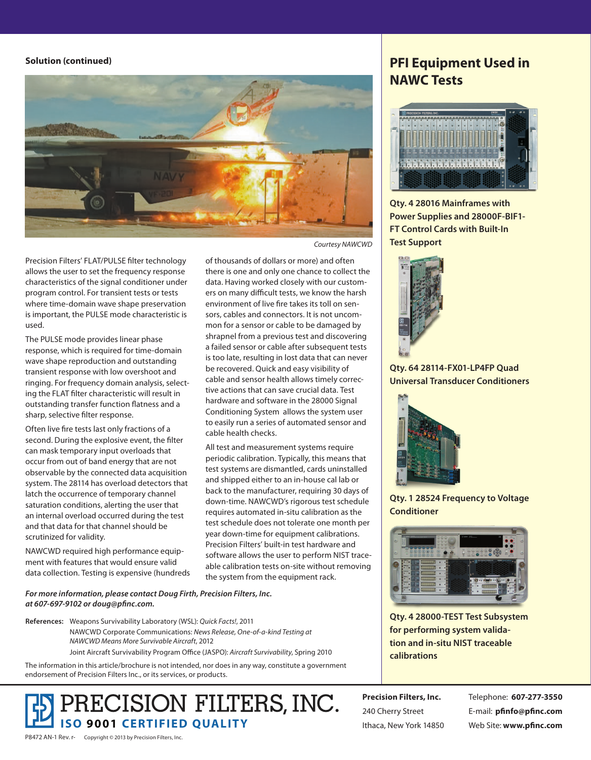**Solution (continued)**

Courtesy NAWCWD

Precision Filters' FLAT/PULSE filter technology allows the user to set the frequency response characteristics of the signal conditioner under program control. For transient tests or tests where time-domain wave shape preservation is important, the PULSE mode characteristic is used.

The PULSE mode provides linear phase response, which is required for time-domain wave shape reproduction and outstanding transient response with low overshoot and ringing. For frequency domain analysis, selecting the FLAT filter characteristic will result in outstanding transfer function flatness and a sharp, selective filter response.

Often live fire tests last only fractions of a second. During the explosive event, the filter can mask temporary input overloads that occur from out of band energy that are not observable by the connected data acquisition system. The 28114 has overload detectors that latch the occurrence of temporary channel saturation conditions, alerting the user that an internal overload occurred during the test and that data for that channel should be scrutinized for validity.

NAWCWD required high performance equipment with features that would ensure valid data collection. Testing is expensive (hundreds of thousands of dollars or more) and often there is one and only one chance to collect the data. Having worked closely with our customers on many difficult tests, we know the harsh environment of live fire takes its toll on sensors, cables and connectors. It is not uncommon for a sensor or cable to be damaged by shrapnel from a previous test and discovering a failed sensor or cable after subsequent tests is too late, resulting in lost data that can never be recovered. Quick and easy visibility of cable and sensor health allows timely corrective actions that can save crucial data. Test hardware and software in the 28000 Signal Conditioning System allows the system user to easily run a series of automated sensor and cable health checks.

All test and measurement systems require periodic calibration. Typically, this means that test systems are dismantled, cards uninstalled and shipped either to an in-house cal lab or back to the manufacturer, requiring 30 days of down-time. NAWCWD's rigorous test schedule requires automated in-situ calibration as the test schedule does not tolerate one month per year down-time for equipment calibrations. Precision Filters' built-in test hardware and software allows the user to perform NIST traceable calibration tests on-site without removing the system from the equipment rack.

***For more information, please contact Doug Firth, Precision Filters, Inc. at 607-697-9102 or doug@pfinc.com.***

**References:** Weapons Survivability Laboratory (WSL): *Quick Facts!*, 2011

NAWCWD Corporate Communications: *News Release, One-of-a-kind Testing at NAWCWD Means More Survivable Aircraft*, 2012

Joint Aircraft Survivability Program Office (JASPO): *Aircraft Survivability*, Spring 2010

The information in this article/brochure is not intended, nor does in any way, constitute a government endorsement of Precision Filters Inc., or its services, or products.

## PFI Equipment Used in NAWC Tests

**Qty. 4 28016 Mainframes with Power Supplies and 28000F-BIF1-FT Control Cards with Built-In Test Support**

**Qty. 64 28114-FX01-LP4FP Quad Universal Transducer Conditioners**

**Qty. 1 28524 Frequency to Voltage Conditioner**

**Qty. 4 28000-TEST Test Subsystem for performing system validation and in-situ NIST traceable calibrations**

PRECISION FILTERS, INC.
ISO 9001 CERTIFIED QUALITY

**Precision Filters, Inc.**
240 Cherry Street
Ithaca, New York 14850

Telephone: **607-277-3550**
E-mail: **pfinfo@pfinc.com**
Web Site: **www.pfinc.com**

P8472 AN-1 Rev. r- Copyright © 2013 by Precision Filters, Inc.